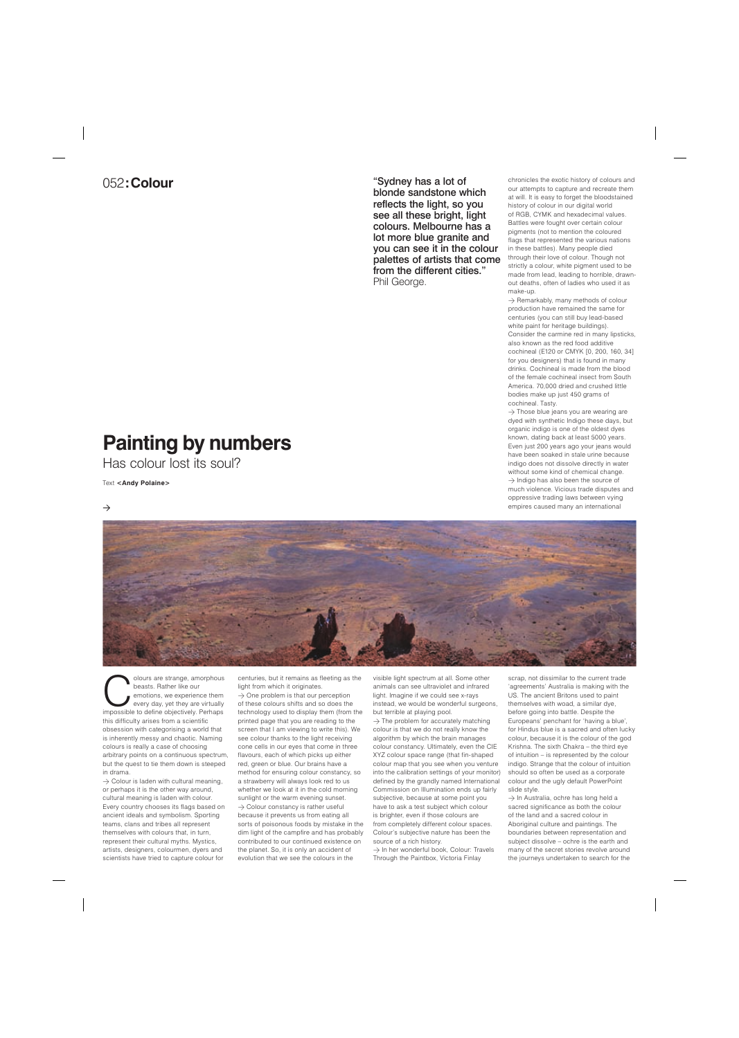# 052: Colour

## Painting by numbers

### Has colour lost its soul?

Text <Andy Polaine>

→

"Sydney has a lot of blonde sandstone which reflects the light, so you see all these bright, light colours. Melbourne has a lot more blue granite and you can see it in the colour palettes of artists that come from the different cities."
Phil George.

Colours are strange, amorphous beasts. Rather like our emotions, we experience them every day, yet they are virtually impossible to define objectively. Perhaps this difficulty arises from a scientific obsession with categorising a world that is inherently messy and chaotic. Naming colours is really a case of choosing arbitrary points on a continuous spectrum, but the quest to tie them down is steeped in drama.

→ Colour is laden with cultural meaning, or perhaps it is the other way around, cultural meaning is laden with colour. Every country chooses its flags based on ancient ideals and symbolism. Sporting teams, clans and tribes all represent themselves with colours that, in turn, represent their cultural myths. Mystics, artists, designers, colourmen, dyers and scientists have tried to capture colour for centuries, but it remains as fleeting as the light from which it originates.

→ One problem is that our perception of these colours shifts and so does the technology used to display them (from the printed page that you are reading to the screen that I am viewing to write this). We see colour thanks to the light receiving cone cells in our eyes that come in three flavours, each of which picks up either red, green or blue. Our brains have a method for ensuring colour constancy, so a strawberry will always look red to us whether we look at it in the cold morning sunlight or the warm evening sunset.

→ Colour constancy is rather useful because it prevents us from eating all sorts of poisonous foods by mistake in the dim light of the campfire and has probably contributed to our continued existence on the planet. So, it is only an accident of evolution that we see the colours in the visible light spectrum at all. Some other animals can see ultraviolet and infrared light. Imagine if we could see x-rays instead, we would be wonderful surgeons, but terrible at playing pool.

→ The problem for accurately matching colour is that we do not really know the algorithm by which the brain manages colour constancy. Ultimately, even the CIE XYZ colour space range (that fin-shaped colour map that you see when you venture into the calibration settings of your monitor) defined by the grandly named International Commission on Illumination ends up fairly subjective, because at some point you have to ask a test subject which colour is brighter, even if those colours are from completely different colour spaces. Colour's subjective nature has been the source of a rich history.

→ In her wonderful book, Colour: Travels Through the Paintbox, Victoria Finlay chronicles the exotic history of colours and our attempts to capture and recreate them at will. It is easy to forget the bloodstained history of colour in our digital world of RGB, CYMK and hexadecimal values. Battles were fought over certain colour pigments (not to mention the coloured flags that represented the various nations in these battles). Many people died through their love of colour. Though not strictly a colour, white pigment used to be made from lead, leading to horrible, drawn-out deaths, often of ladies who used it as make-up.

→ Remarkably, many methods of colour production have remained the same for centuries (you can still buy lead-based white paint for heritage buildings). Consider the carmine red in many lipsticks, also known as the red food additive cochineal (E120 or CMYK [0, 200, 160, 34] for you designers) that is found in many drinks. Cochineal is made from the blood of the female cochineal insect from South America. 70,000 dried and crushed little bodies make up just 450 grams of cochineal. Tasty.

→ Those blue jeans you are wearing are dyed with synthetic Indigo these days, but organic indigo is one of the oldest dyes known, dating back at least 5000 years. Even just 200 years ago your jeans would have been soaked in stale urine because indigo does not dissolve directly in water without some kind of chemical change.

→ Indigo has also been the source of much violence. Vicious trade disputes and oppressive trading laws between vying empires caused many an international scrap, not dissimilar to the current trade 'agreements' Australia is making with the US. The ancient Britons used to paint themselves with woad, a similar dye, before going into battle. Despite the Europeans' penchant for 'having a blue', for Hindus blue is a sacred and often lucky colour, because it is the colour of the god Krishna. The sixth Chakra – the third eye of intuition – is represented by the colour indigo. Strange that the colour of intuition should so often be used as a corporate colour and the ugly default PowerPoint slide style.

→ In Australia, ochre has long held a sacred significance as both the colour of the land and a sacred colour in Aboriginal culture and paintings. The boundaries between representation and subject dissolve – ochre is the earth and many of the secret stories revolve around the journeys undertaken to search for the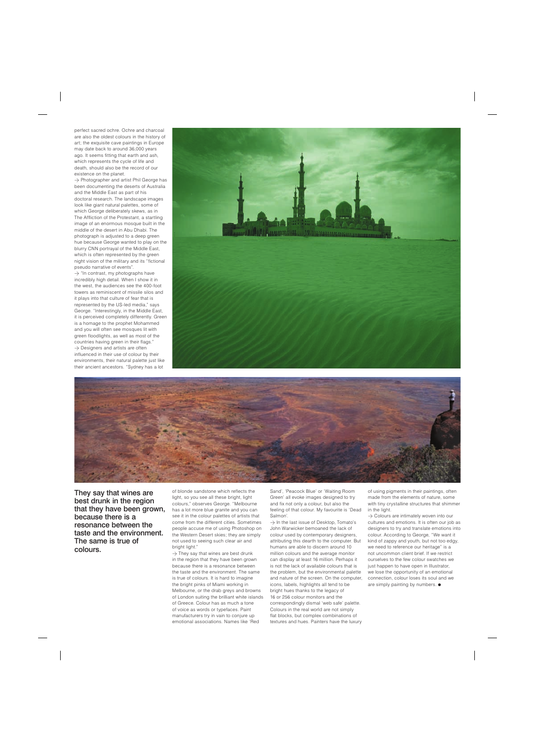perfect sacred ochre. Ochre and charcoal are also the oldest colours in the history of art; the exquisite cave paintings in Europe may date back to around 36,000 years ago. It seems fitting that earth and ash, which represents the cycle of life and death, should also be the record of our existence on the planet.

→ Photographer and artist Phil George has been documenting the deserts of Australia and the Middle East as part of his doctoral research. The landscape images look like giant natural palettes, some of which George deliberately skews, as in The Affliction of the Protestant, a startling image of an enormous mosque built in the middle of the desert in Abu Dhabi. The photograph is adjusted to a deep green hue because George wanted to play on the blurry CNN portrayal of the Middle East, which is often represented by the green night vision of the military and its "fictional pseudo narrative of events".

→ "In contrast, my photographs have incredibly high detail. When I show it in the west, the audiences see the 400-foot towers as reminiscent of missile silos and it plays into that culture of fear that is represented by the US-led media," says George. "Interestingly, in the Middle East, it is perceived completely differently. Green is a homage to the prophet Mohammed and you will often see mosques lit with green floodlights, as well as most of the countries having green in their flags."

→ Designers and artists are often influenced in their use of colour by their environments, their natural palette just like their ancient ancestors. "Sydney has a lot of blonde sandstone which reflects the light, so you see all these bright, light colours," observes George. "Melbourne has a lot more blue granite and you can see it in the colour palettes of artists that come from the different cities. Sometimes people accuse me of using Photoshop on the Western Desert skies; they are simply not used to seeing such clear air and bright light."

**They say that wines are best drunk in the region that they have been grown, because there is a resonance between the taste and the environment. The same is true of colours.**

→ They say that wines are best drunk in the region that they have been grown because there is a resonance between the taste and the environment. The same is true of colours. It is hard to imagine the bright pinks of Miami working in Melbourne, or the drab greys and browns of London suiting the brilliant white islands of Greece. Colour has as much a tone of voice as words or typefaces. Paint manufacturers try in vain to conjure up emotional associations. Names like 'Red Sand', 'Peacock Blue' or 'Waiting Room Green' all evoke images designed to try and fix not only a colour, but also the feeling of that colour. My favourite is 'Dead Salmon'.

→ In the last issue of Desktop, Tomato's John Warwicker bemoaned the lack of colour used by contemporary designers, attributing this dearth to the computer. But humans are able to discern around 10 million colours and the average monitor can display at least 16 million. Perhaps it is not the lack of available colours that is the problem, but the environmental palette and nature of the screen. On the computer, icons, labels, highlights all tend to be bright hues thanks to the legacy of 16 or 256 colour monitors and the correspondingly dismal 'web safe' palette. Colours in the real world are not simply flat blocks, but complex combinations of textures and hues. Painters have the luxury of using pigments in their paintings, often made from the elements of nature, some with tiny crystalline structures that shimmer in the light.

→ Colours are intimately woven into our cultures and emotions. It is often our job as designers to try and translate emotions into colour. According to George, "We want it kind of zappy and youth, but not too edgy, we need to reference our heritage" is a not uncommon client brief. If we restrict ourselves to the few colour swatches we just happen to have open in Illustrator, we lose the opportunity of an emotional connection, colour loses its soul and we are simply painting by numbers. ●